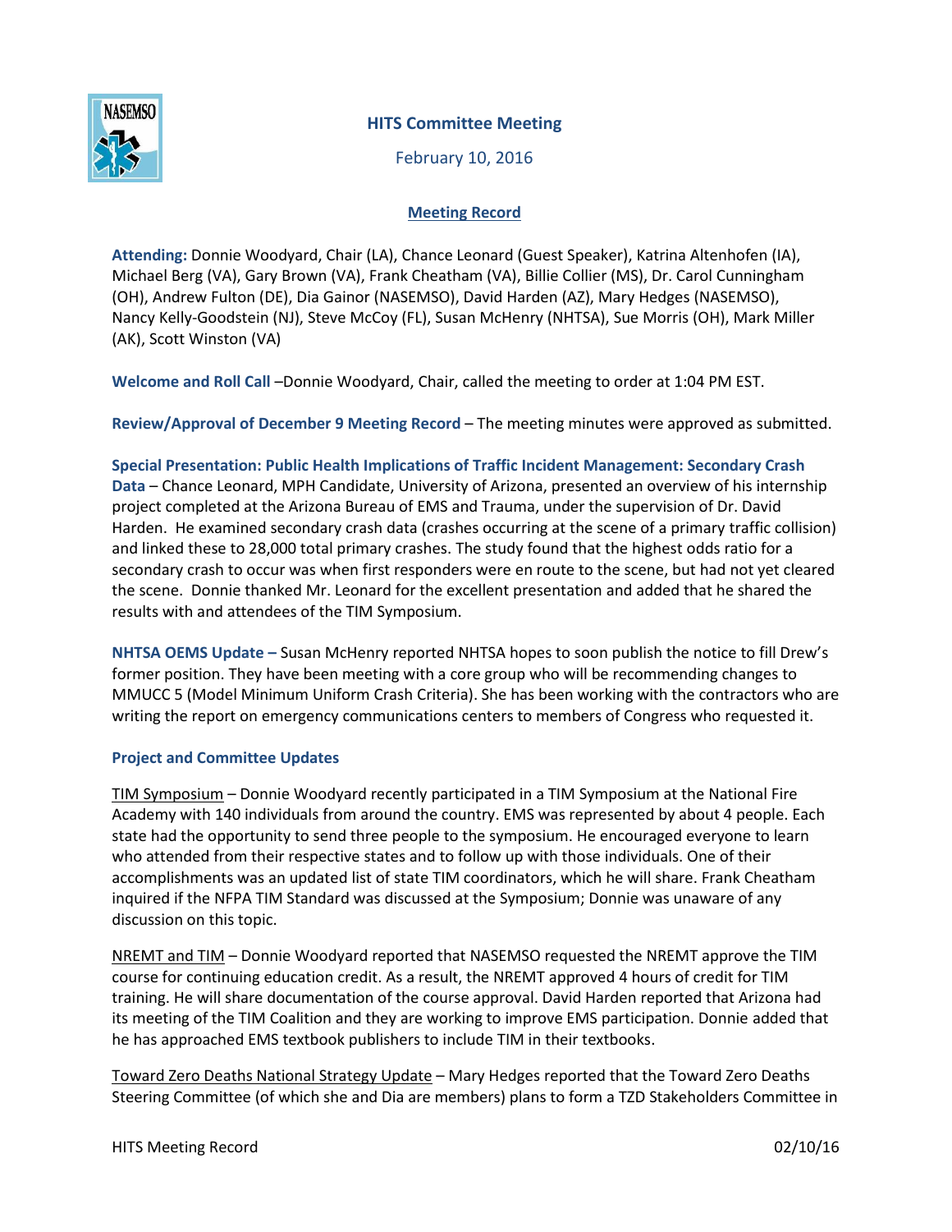# HITS Committee Meeting

February 10, 2016

## Meeting Record

**Attending:** Donnie Woodyard, Chair (LA), Chance Leonard (Guest Speaker), Katrina Altenhofen (IA), Michael Berg (VA), Gary Brown (VA), Frank Cheatham (VA), Billie Collier (MS), Dr. Carol Cunningham (OH), Andrew Fulton (DE), Dia Gainor (NASEMSO), David Harden (AZ), Mary Hedges (NASEMSO), Nancy Kelly-Goodstein (NJ), Steve McCoy (FL), Susan McHenry (NHTSA), Sue Morris (OH), Mark Miller (AK), Scott Winston (VA)

**Welcome and Roll Call** –Donnie Woodyard, Chair, called the meeting to order at 1:04 PM EST.

**Review/Approval of December 9 Meeting Record** – The meeting minutes were approved as submitted.

**Special Presentation: Public Health Implications of Traffic Incident Management: Secondary Crash Data** – Chance Leonard, MPH Candidate, University of Arizona, presented an overview of his internship project completed at the Arizona Bureau of EMS and Trauma, under the supervision of Dr. David Harden. He examined secondary crash data (crashes occurring at the scene of a primary traffic collision) and linked these to 28,000 total primary crashes. The study found that the highest odds ratio for a secondary crash to occur was when first responders were en route to the scene, but had not yet cleared the scene. Donnie thanked Mr. Leonard for the excellent presentation and added that he shared the results with and attendees of the TIM Symposium.

**NHTSA OEMS Update –** Susan McHenry reported NHTSA hopes to soon publish the notice to fill Drew's former position. They have been meeting with a core group who will be recommending changes to MMUCC 5 (Model Minimum Uniform Crash Criteria). She has been working with the contractors who are writing the report on emergency communications centers to members of Congress who requested it.

### Project and Committee Updates

<u>TIM Symposium</u> – Donnie Woodyard recently participated in a TIM Symposium at the National Fire Academy with 140 individuals from around the country. EMS was represented by about 4 people. Each state had the opportunity to send three people to the symposium. He encouraged everyone to learn who attended from their respective states and to follow up with those individuals. One of their accomplishments was an updated list of state TIM coordinators, which he will share. Frank Cheatham inquired if the NFPA TIM Standard was discussed at the Symposium; Donnie was unaware of any discussion on this topic.

<u>NREMT and TIM</u> – Donnie Woodyard reported that NASEMSO requested the NREMT approve the TIM course for continuing education credit. As a result, the NREMT approved 4 hours of credit for TIM training. He will share documentation of the course approval. David Harden reported that Arizona had its meeting of the TIM Coalition and they are working to improve EMS participation. Donnie added that he has approached EMS textbook publishers to include TIM in their textbooks.

<u>Toward Zero Deaths National Strategy Update</u> – Mary Hedges reported that the Toward Zero Deaths Steering Committee (of which she and Dia are members) plans to form a TZD Stakeholders Committee in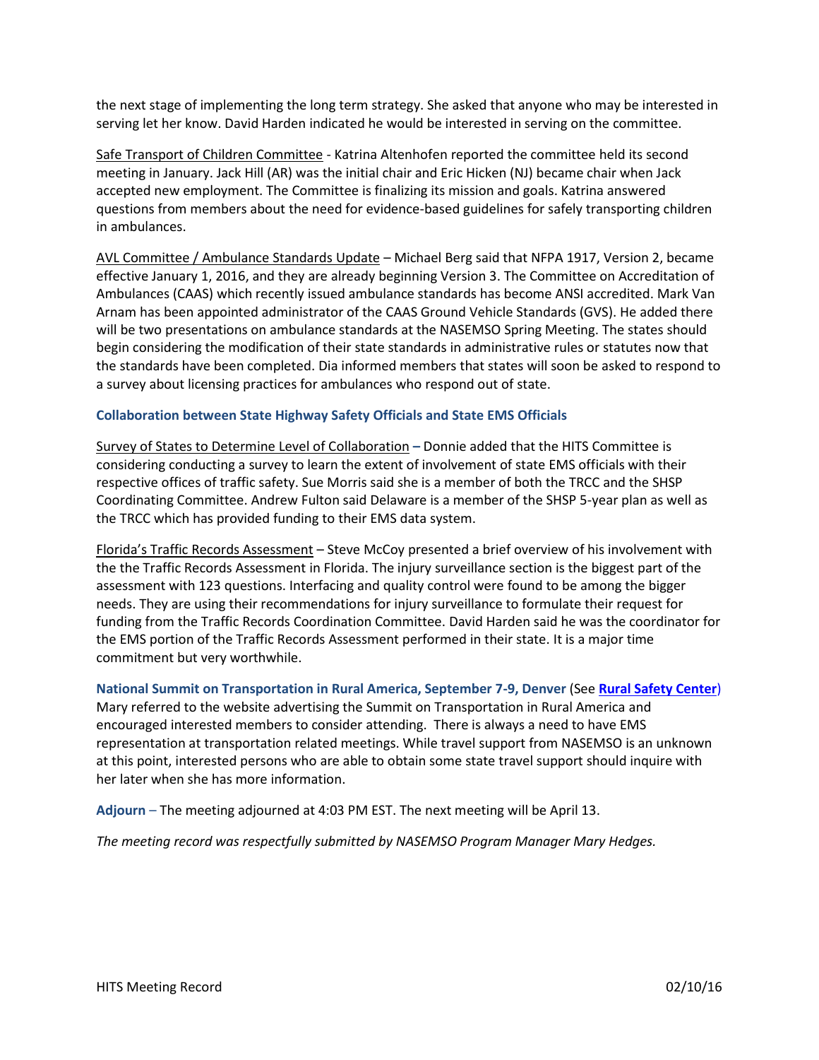the next stage of implementing the long term strategy. She asked that anyone who may be interested in serving let her know. David Harden indicated he would be interested in serving on the committee.

Safe Transport of Children Committee - Katrina Altenhofen reported the committee held its second meeting in January. Jack Hill (AR) was the initial chair and Eric Hicken (NJ) became chair when Jack accepted new employment. The Committee is finalizing its mission and goals. Katrina answered questions from members about the need for evidence-based guidelines for safely transporting children in ambulances.

AVL Committee / Ambulance Standards Update – Michael Berg said that NFPA 1917, Version 2, became effective January 1, 2016, and they are already beginning Version 3. The Committee on Accreditation of Ambulances (CAAS) which recently issued ambulance standards has become ANSI accredited. Mark Van Arnam has been appointed administrator of the CAAS Ground Vehicle Standards (GVS). He added there will be two presentations on ambulance standards at the NASEMSO Spring Meeting. The states should begin considering the modification of their state standards in administrative rules or statutes now that the standards have been completed. Dia informed members that states will soon be asked to respond to a survey about licensing practices for ambulances who respond out of state.

**Collaboration between State Highway Safety Officials and State EMS Officials**

Survey of States to Determine Level of Collaboration – Donnie added that the HITS Committee is considering conducting a survey to learn the extent of involvement of state EMS officials with their respective offices of traffic safety. Sue Morris said she is a member of both the TRCC and the SHSP Coordinating Committee. Andrew Fulton said Delaware is a member of the SHSP 5-year plan as well as the TRCC which has provided funding to their EMS data system.

Florida's Traffic Records Assessment – Steve McCoy presented a brief overview of his involvement with the the Traffic Records Assessment in Florida. The injury surveillance section is the biggest part of the assessment with 123 questions. Interfacing and quality control were found to be among the bigger needs. They are using their recommendations for injury surveillance to formulate their request for funding from the Traffic Records Coordination Committee. David Harden said he was the coordinator for the EMS portion of the Traffic Records Assessment performed in their state. It is a major time commitment but very worthwhile.

**National Summit on Transportation in Rural America, September 7-9, Denver** (See **Rural Safety Center**)
Mary referred to the website advertising the Summit on Transportation in Rural America and encouraged interested members to consider attending. There is always a need to have EMS representation at transportation related meetings. While travel support from NASEMSO is an unknown at this point, interested persons who are able to obtain some state travel support should inquire with her later when she has more information.

**Adjourn** – The meeting adjourned at 4:03 PM EST. The next meeting will be April 13.

*The meeting record was respectfully submitted by NASEMSO Program Manager Mary Hedges.*